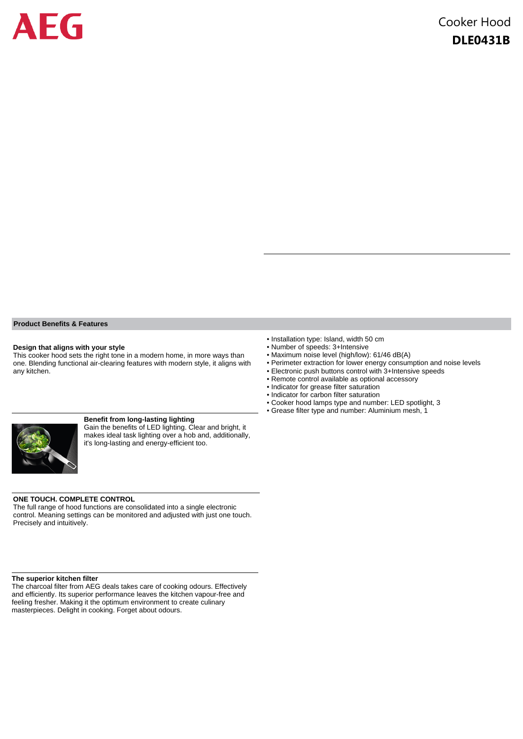AEG

# Cooker Hood

## DLE0431B

### Product Benefits & Features

**Design that aligns with your style**
This cooker hood sets the right tone in a modern home, in more ways than one. Blending functional air-clearing features with modern style, it aligns with any kitchen.

**Benefit from long-lasting lighting**
Gain the benefits of LED lighting. Clear and bright, it makes ideal task lighting over a hob and, additionally, it's long-lasting and energy-efficient too.

**ONE TOUCH. COMPLETE CONTROL**
The full range of hood functions are consolidated into a single electronic control. Meaning settings can be monitored and adjusted with just one touch. Precisely and intuitively.

**The superior kitchen filter**
The charcoal filter from AEG deals takes care of cooking odours. Effectively and efficiently. Its superior performance leaves the kitchen vapour-free and feeling fresher. Making it the optimum environment to create culinary masterpieces. Delight in cooking. Forget about odours.

- Installation type: Island, width 50 cm
- Number of speeds: 3+Intensive
- Maximum noise level (high/low): 61/46 dB(A)
- Perimeter extraction for lower energy consumption and noise levels
- Electronic push buttons control with 3+Intensive speeds
- Remote control available as optional accessory
- Indicator for grease filter saturation
- Indicator for carbon filter saturation
- Cooker hood lamps type and number: LED spotlight, 3
- Grease filter type and number: Aluminium mesh, 1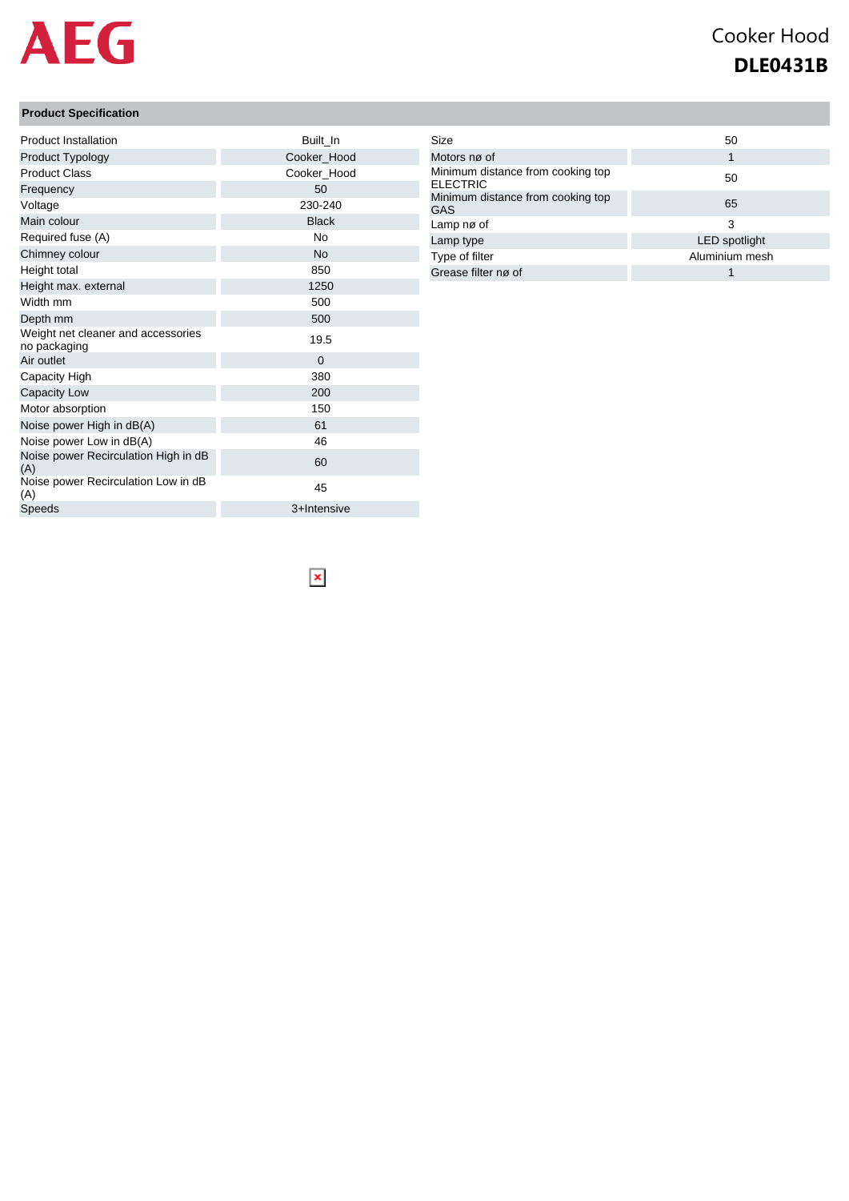# AEG

Cooker Hood
**DLE0431B**

**Product Specification**

| | |
|---|---|
| Product Installation | Built_In |
| Product Typology | Cooker_Hood |
| Product Class | Cooker_Hood |
| Frequency | 50 |
| Voltage | 230-240 |
| Main colour | Black |
| Required fuse (A) | No |
| Chimney colour | No |
| Height total | 850 |
| Height max. external | 1250 |
| Width mm | 500 |
| Depth mm | 500 |
| Weight net cleaner and accessories no packaging | 19.5 |
| Air outlet | 0 |
| Capacity High | 380 |
| Capacity Low | 200 |
| Motor absorption | 150 |
| Noise power High in dB(A) | 61 |
| Noise power Low in dB(A) | 46 |
| Noise power Recirculation High in dB (A) | 60 |
| Noise power Recirculation Low in dB (A) | 45 |
| Speeds | 3+Intensive |

| | |
|---|---|
| Size | 50 |
| Motors nø of | 1 |
| Minimum distance from cooking top ELECTRIC | 50 |
| Minimum distance from cooking top GAS | 65 |
| Lamp nø of | 3 |
| Lamp type | LED spotlight |
| Type of filter | Aluminium mesh |
| Grease filter nø of | 1 |